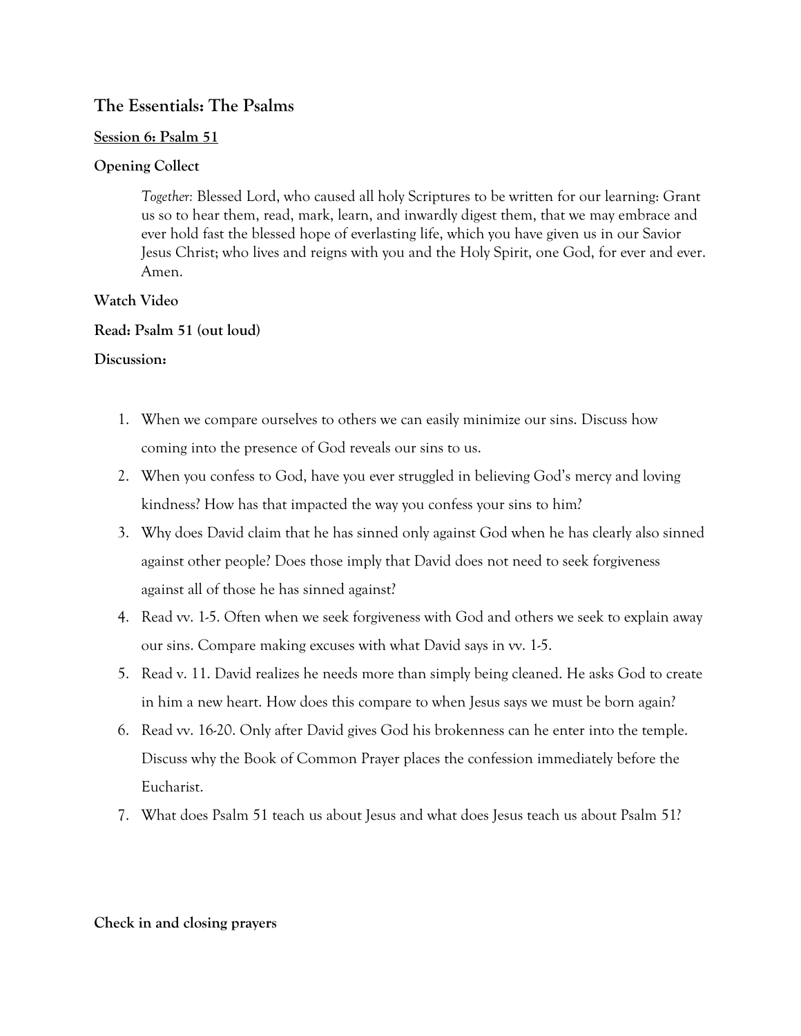## The Essentials: The Psalms

**Session 6: Psalm 51**

**Opening Collect**

> *Together:* Blessed Lord, who caused all holy Scriptures to be written for our learning: Grant us so to hear them, read, mark, learn, and inwardly digest them, that we may embrace and ever hold fast the blessed hope of everlasting life, which you have given us in our Savior Jesus Christ; who lives and reigns with you and the Holy Spirit, one God, for ever and ever. Amen.

**Watch Video**

**Read: Psalm 51 (out loud)**

**Discussion:**

1. When we compare ourselves to others we can easily minimize our sins. Discuss how coming into the presence of God reveals our sins to us.
2. When you confess to God, have you ever struggled in believing God's mercy and loving kindness? How has that impacted the way you confess your sins to him?
3. Why does David claim that he has sinned only against God when he has clearly also sinned against other people? Does those imply that David does not need to seek forgiveness against all of those he has sinned against?
4. Read vv. 1-5. Often when we seek forgiveness with God and others we seek to explain away our sins. Compare making excuses with what David says in vv. 1-5.
5. Read v. 11. David realizes he needs more than simply being cleaned. He asks God to create in him a new heart. How does this compare to when Jesus says we must be born again?
6. Read vv. 16-20. Only after David gives God his brokenness can he enter into the temple. Discuss why the Book of Common Prayer places the confession immediately before the Eucharist.
7. What does Psalm 51 teach us about Jesus and what does Jesus teach us about Psalm 51?

**Check in and closing prayers**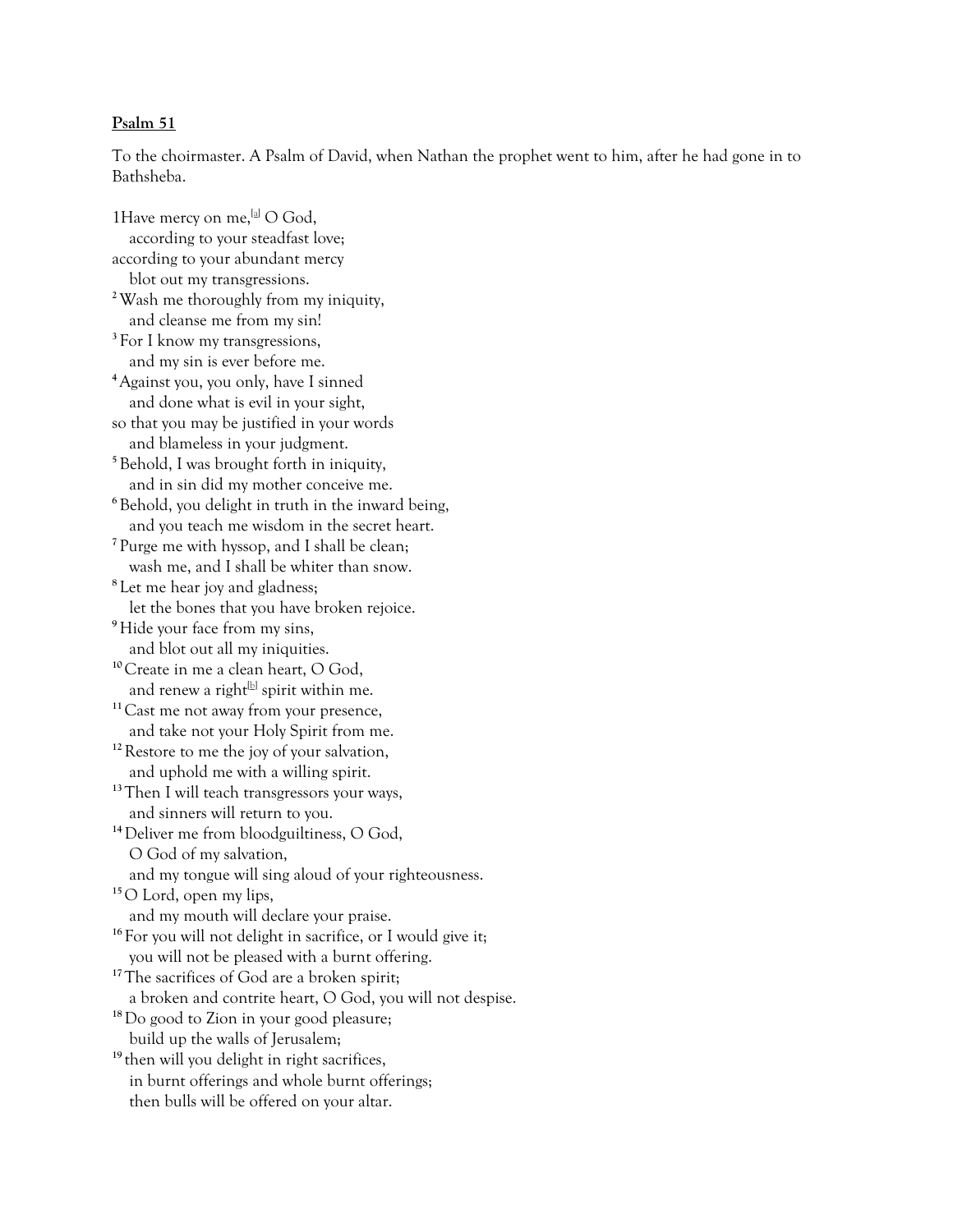**Psalm 51**

To the choirmaster. A Psalm of David, when Nathan the prophet went to him, after he had gone in to Bathsheba.

1Have mercy on me,[a] O God,
according to your steadfast love;
according to your abundant mercy
blot out my transgressions.
2 Wash me thoroughly from my iniquity,
and cleanse me from my sin!
3 For I know my transgressions,
and my sin is ever before me.
4 Against you, you only, have I sinned
and done what is evil in your sight,
so that you may be justified in your words
and blameless in your judgment.
5 Behold, I was brought forth in iniquity,
and in sin did my mother conceive me.
6 Behold, you delight in truth in the inward being,
and you teach me wisdom in the secret heart.
7 Purge me with hyssop, and I shall be clean;
wash me, and I shall be whiter than snow.
8 Let me hear joy and gladness;
let the bones that you have broken rejoice.
9 Hide your face from my sins,
and blot out all my iniquities.
10 Create in me a clean heart, O God,
and renew a right[b] spirit within me.
11 Cast me not away from your presence,
and take not your Holy Spirit from me.
12 Restore to me the joy of your salvation,
and uphold me with a willing spirit.
13 Then I will teach transgressors your ways,
and sinners will return to you.
14 Deliver me from bloodguiltiness, O God,
O God of my salvation,
and my tongue will sing aloud of your righteousness.
15 O Lord, open my lips,
and my mouth will declare your praise.
16 For you will not delight in sacrifice, or I would give it;
you will not be pleased with a burnt offering.
17 The sacrifices of God are a broken spirit;
a broken and contrite heart, O God, you will not despise.
18 Do good to Zion in your good pleasure;
build up the walls of Jerusalem;
19 then will you delight in right sacrifices,
in burnt offerings and whole burnt offerings;
then bulls will be offered on your altar.